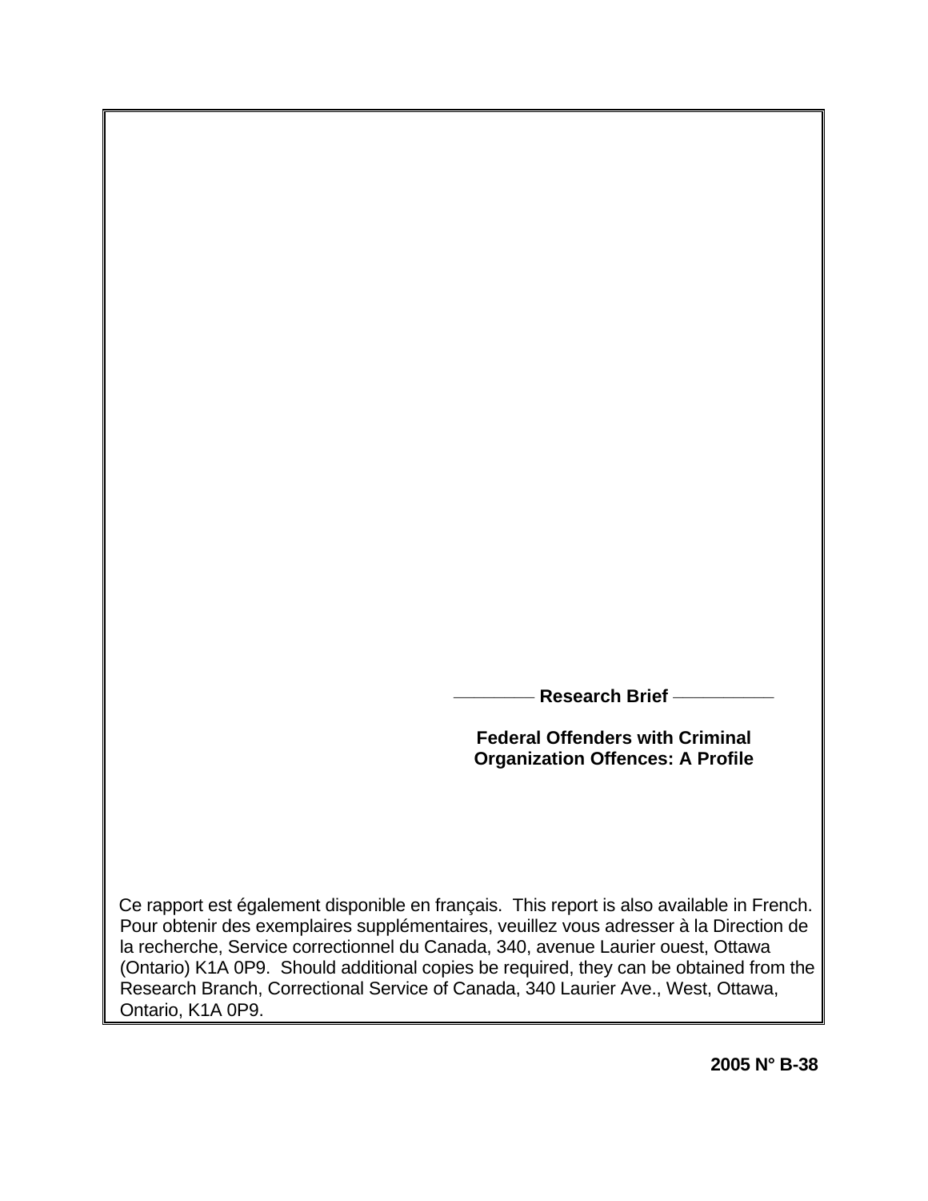**Research Brief**

# Federal Offenders with Criminal Organization Offences: A Profile

Ce rapport est également disponible en français. This report is also available in French. Pour obtenir des exemplaires supplémentaires, veuillez vous adresser à la Direction de la recherche, Service correctionnel du Canada, 340, avenue Laurier ouest, Ottawa (Ontario) K1A 0P9. Should additional copies be required, they can be obtained from the Research Branch, Correctional Service of Canada, 340 Laurier Ave., West, Ottawa, Ontario, K1A 0P9.

**2005 N° B-38**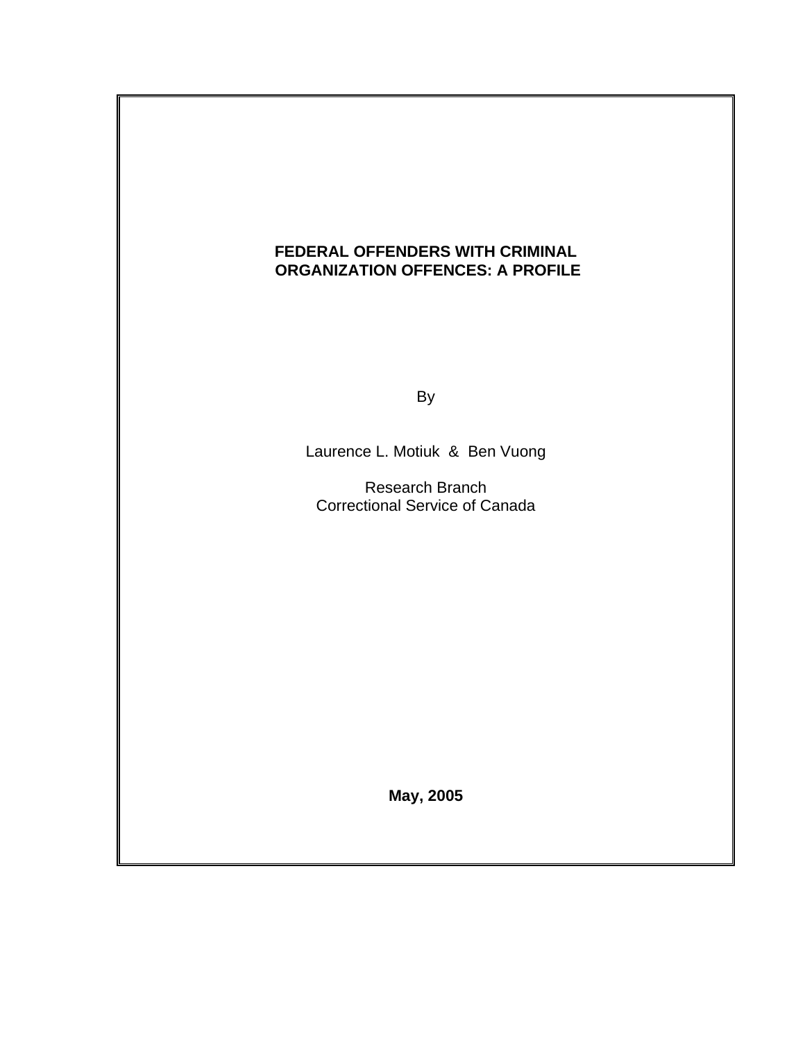# FEDERAL OFFENDERS WITH CRIMINAL ORGANIZATION OFFENCES: A PROFILE

By

Laurence L. Motiuk & Ben Vuong

Research Branch
Correctional Service of Canada

**May, 2005**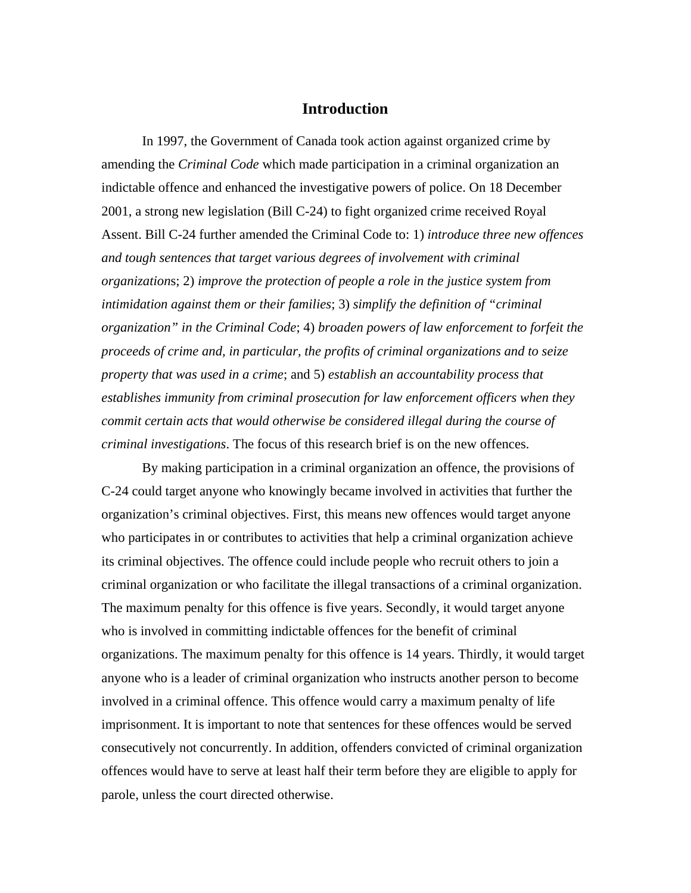# Introduction

In 1997, the Government of Canada took action against organized crime by amending the *Criminal Code* which made participation in a criminal organization an indictable offence and enhanced the investigative powers of police. On 18 December 2001, a strong new legislation (Bill C-24) to fight organized crime received Royal Assent. Bill C-24 further amended the Criminal Code to: 1) *introduce three new offences and tough sentences that target various degrees of involvement with criminal organization*s; 2) *improve the protection of people a role in the justice system from intimidation against them or their families*; 3) *simplify the definition of "criminal organization" in the Criminal Code*; 4) *broaden powers of law enforcement to forfeit the proceeds of crime and, in particular, the profits of criminal organizations and to seize property that was used in a crime*; and 5) *establish an accountability process that establishes immunity from criminal prosecution for law enforcement officers when they commit certain acts that would otherwise be considered illegal during the course of criminal investigations*. The focus of this research brief is on the new offences.

By making participation in a criminal organization an offence, the provisions of C-24 could target anyone who knowingly became involved in activities that further the organization's criminal objectives. First, this means new offences would target anyone who participates in or contributes to activities that help a criminal organization achieve its criminal objectives. The offence could include people who recruit others to join a criminal organization or who facilitate the illegal transactions of a criminal organization. The maximum penalty for this offence is five years. Secondly, it would target anyone who is involved in committing indictable offences for the benefit of criminal organizations. The maximum penalty for this offence is 14 years. Thirdly, it would target anyone who is a leader of criminal organization who instructs another person to become involved in a criminal offence. This offence would carry a maximum penalty of life imprisonment. It is important to note that sentences for these offences would be served consecutively not concurrently. In addition, offenders convicted of criminal organization offences would have to serve at least half their term before they are eligible to apply for parole, unless the court directed otherwise.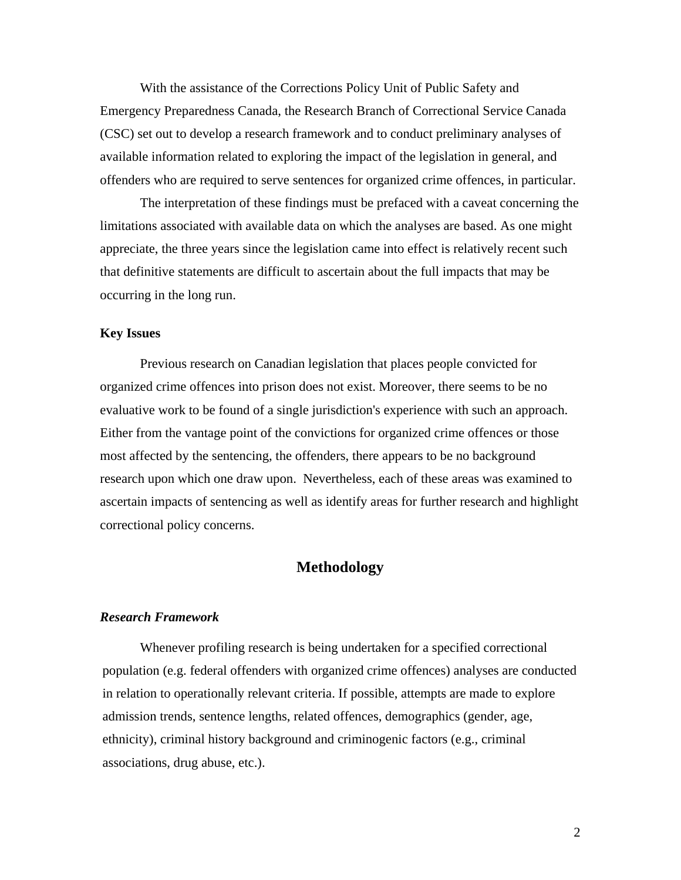With the assistance of the Corrections Policy Unit of Public Safety and Emergency Preparedness Canada, the Research Branch of Correctional Service Canada (CSC) set out to develop a research framework and to conduct preliminary analyses of available information related to exploring the impact of the legislation in general, and offenders who are required to serve sentences for organized crime offences, in particular.

The interpretation of these findings must be prefaced with a caveat concerning the limitations associated with available data on which the analyses are based. As one might appreciate, the three years since the legislation came into effect is relatively recent such that definitive statements are difficult to ascertain about the full impacts that may be occurring in the long run.

**Key Issues**

Previous research on Canadian legislation that places people convicted for organized crime offences into prison does not exist. Moreover, there seems to be no evaluative work to be found of a single jurisdiction's experience with such an approach. Either from the vantage point of the convictions for organized crime offences or those most affected by the sentencing, the offenders, there appears to be no background research upon which one draw upon.  Nevertheless, each of these areas was examined to ascertain impacts of sentencing as well as identify areas for further research and highlight correctional policy concerns.

## Methodology

### *Research Framework*

Whenever profiling research is being undertaken for a specified correctional population (e.g. federal offenders with organized crime offences) analyses are conducted in relation to operationally relevant criteria. If possible, attempts are made to explore admission trends, sentence lengths, related offences, demographics (gender, age, ethnicity), criminal history background and criminogenic factors (e.g., criminal associations, drug abuse, etc.).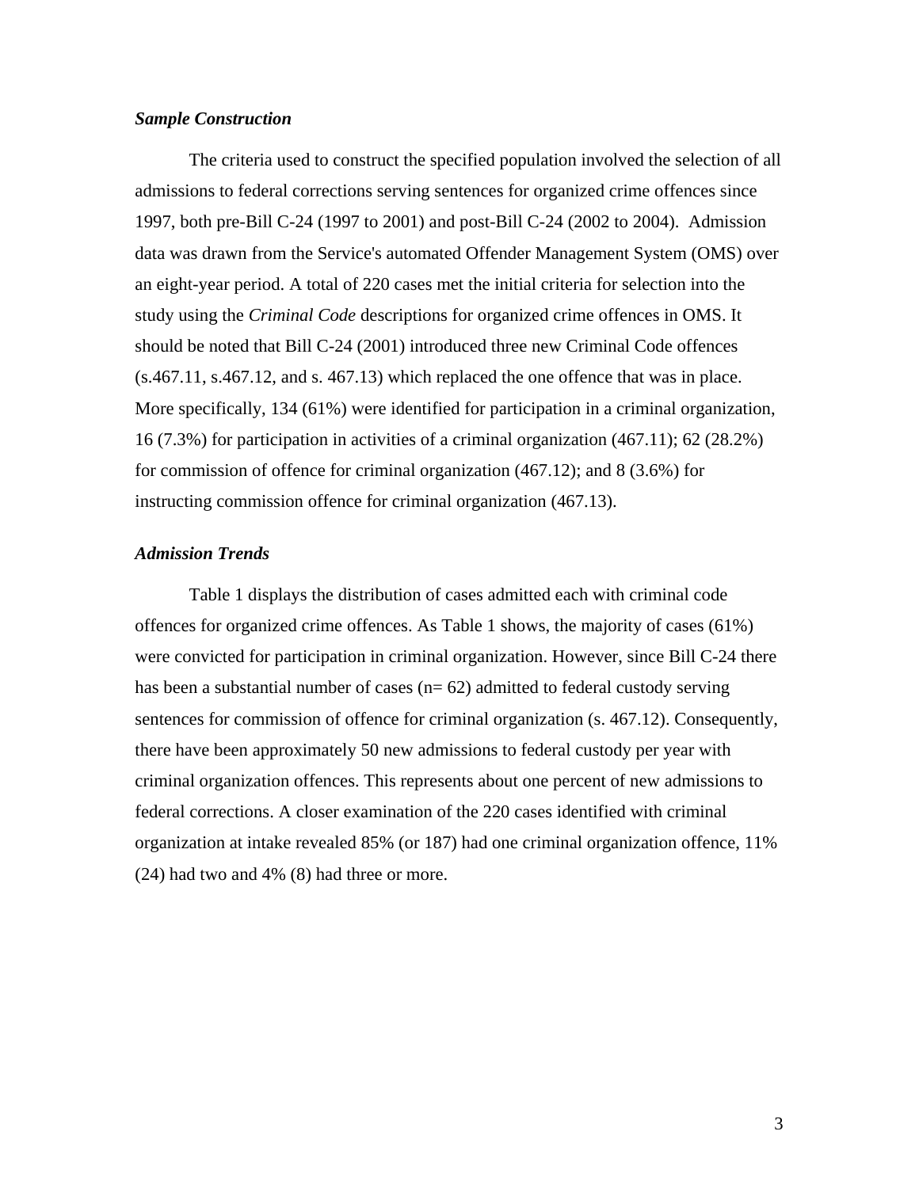### *Sample Construction*

The criteria used to construct the specified population involved the selection of all admissions to federal corrections serving sentences for organized crime offences since 1997, both pre-Bill C-24 (1997 to 2001) and post-Bill C-24 (2002 to 2004). Admission data was drawn from the Service's automated Offender Management System (OMS) over an eight-year period. A total of 220 cases met the initial criteria for selection into the study using the *Criminal Code* descriptions for organized crime offences in OMS. It should be noted that Bill C-24 (2001) introduced three new Criminal Code offences (s.467.11, s.467.12, and s. 467.13) which replaced the one offence that was in place. More specifically, 134 (61%) were identified for participation in a criminal organization, 16 (7.3%) for participation in activities of a criminal organization (467.11); 62 (28.2%) for commission of offence for criminal organization (467.12); and 8 (3.6%) for instructing commission offence for criminal organization (467.13).

### *Admission Trends*

Table 1 displays the distribution of cases admitted each with criminal code offences for organized crime offences. As Table 1 shows, the majority of cases (61%) were convicted for participation in criminal organization. However, since Bill C-24 there has been a substantial number of cases (n= 62) admitted to federal custody serving sentences for commission of offence for criminal organization (s. 467.12). Consequently, there have been approximately 50 new admissions to federal custody per year with criminal organization offences. This represents about one percent of new admissions to federal corrections. A closer examination of the 220 cases identified with criminal organization at intake revealed 85% (or 187) had one criminal organization offence, 11% (24) had two and 4% (8) had three or more.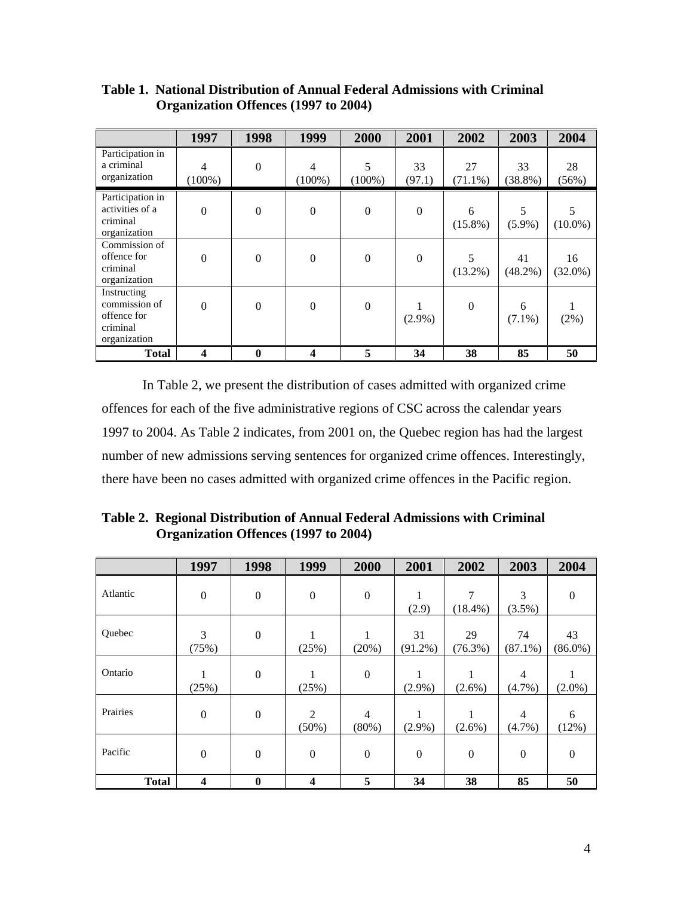**Table 1. National Distribution of Annual Federal Admissions with Criminal Organization Offences (1997 to 2004)**

| | 1997 | 1998 | 1999 | 2000 | 2001 | 2002 | 2003 | 2004 |
|---|---|---|---|---|---|---|---|---|
| Participation in a criminal organization | 4 (100%) | 0 | 4 (100%) | 5 (100%) | 33 (97.1) | 27 (71.1%) | 33 (38.8%) | 28 (56%) |
| Participation in activities of a criminal organization | 0 | 0 | 0 | 0 | 0 | 6 (15.8%) | 5 (5.9%) | 5 (10.0%) |
| Commission of offence for criminal organization | 0 | 0 | 0 | 0 | 0 | 5 (13.2%) | 41 (48.2%) | 16 (32.0%) |
| Instructing commission of offence for criminal organization | 0 | 0 | 0 | 0 | 1 (2.9%) | 0 | 6 (7.1%) | 1 (2%) |
| **Total** | **4** | **0** | **4** | **5** | **34** | **38** | **85** | **50** |

In Table 2, we present the distribution of cases admitted with organized crime offences for each of the five administrative regions of CSC across the calendar years 1997 to 2004. As Table 2 indicates, from 2001 on, the Quebec region has had the largest number of new admissions serving sentences for organized crime offences. Interestingly, there have been no cases admitted with organized crime offences in the Pacific region.

**Table 2. Regional Distribution of Annual Federal Admissions with Criminal Organization Offences (1997 to 2004)**

| | 1997 | 1998 | 1999 | 2000 | 2001 | 2002 | 2003 | 2004 |
|---|---|---|---|---|---|---|---|---|
| Atlantic | 0 | 0 | 0 | 0 | 1 (2.9) | 7 (18.4%) | 3 (3.5%) | 0 |
| Quebec | 3 (75%) | 0 | 1 (25%) | 1 (20%) | 31 (91.2%) | 29 (76.3%) | 74 (87.1%) | 43 (86.0%) |
| Ontario | 1 (25%) | 0 | 1 (25%) | 0 | 1 (2.9%) | 1 (2.6%) | 4 (4.7%) | 1 (2.0%) |
| Prairies | 0 | 0 | 2 (50%) | 4 (80%) | 1 (2.9%) | 1 (2.6%) | 4 (4.7%) | 6 (12%) |
| Pacific | 0 | 0 | 0 | 0 | 0 | 0 | 0 | 0 |
| **Total** | **4** | **0** | **4** | **5** | **34** | **38** | **85** | **50** |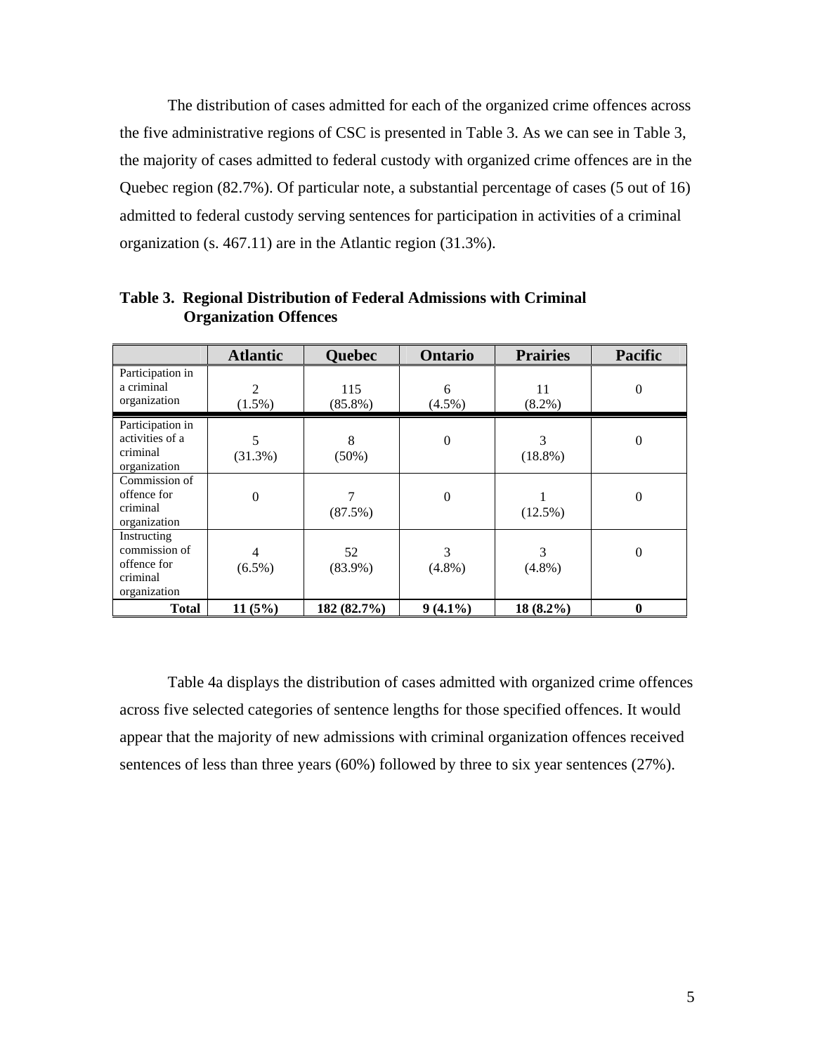The distribution of cases admitted for each of the organized crime offences across the five administrative regions of CSC is presented in Table 3. As we can see in Table 3, the majority of cases admitted to federal custody with organized crime offences are in the Quebec region (82.7%). Of particular note, a substantial percentage of cases (5 out of 16) admitted to federal custody serving sentences for participation in activities of a criminal organization (s. 467.11) are in the Atlantic region (31.3%).

**Table 3. Regional Distribution of Federal Admissions with Criminal Organization Offences**

| | Atlantic | Quebec | Ontario | Prairies | Pacific |
|---|---|---|---|---|---|
| Participation in a criminal organization | 2 (1.5%) | 115 (85.8%) | 6 (4.5%) | 11 (8.2%) | 0 |
| Participation in activities of a criminal organization | 5 (31.3%) | 8 (50%) | 0 | 3 (18.8%) | 0 |
| Commission of offence for criminal organization | 0 | 7 (87.5%) | 0 | 1 (12.5%) | 0 |
| Instructing commission of offence for criminal organization | 4 (6.5%) | 52 (83.9%) | 3 (4.8%) | 3 (4.8%) | 0 |
| **Total** | **11 (5%)** | **182 (82.7%)** | **9 (4.1%)** | **18 (8.2%)** | **0** |

Table 4a displays the distribution of cases admitted with organized crime offences across five selected categories of sentence lengths for those specified offences. It would appear that the majority of new admissions with criminal organization offences received sentences of less than three years (60%) followed by three to six year sentences (27%).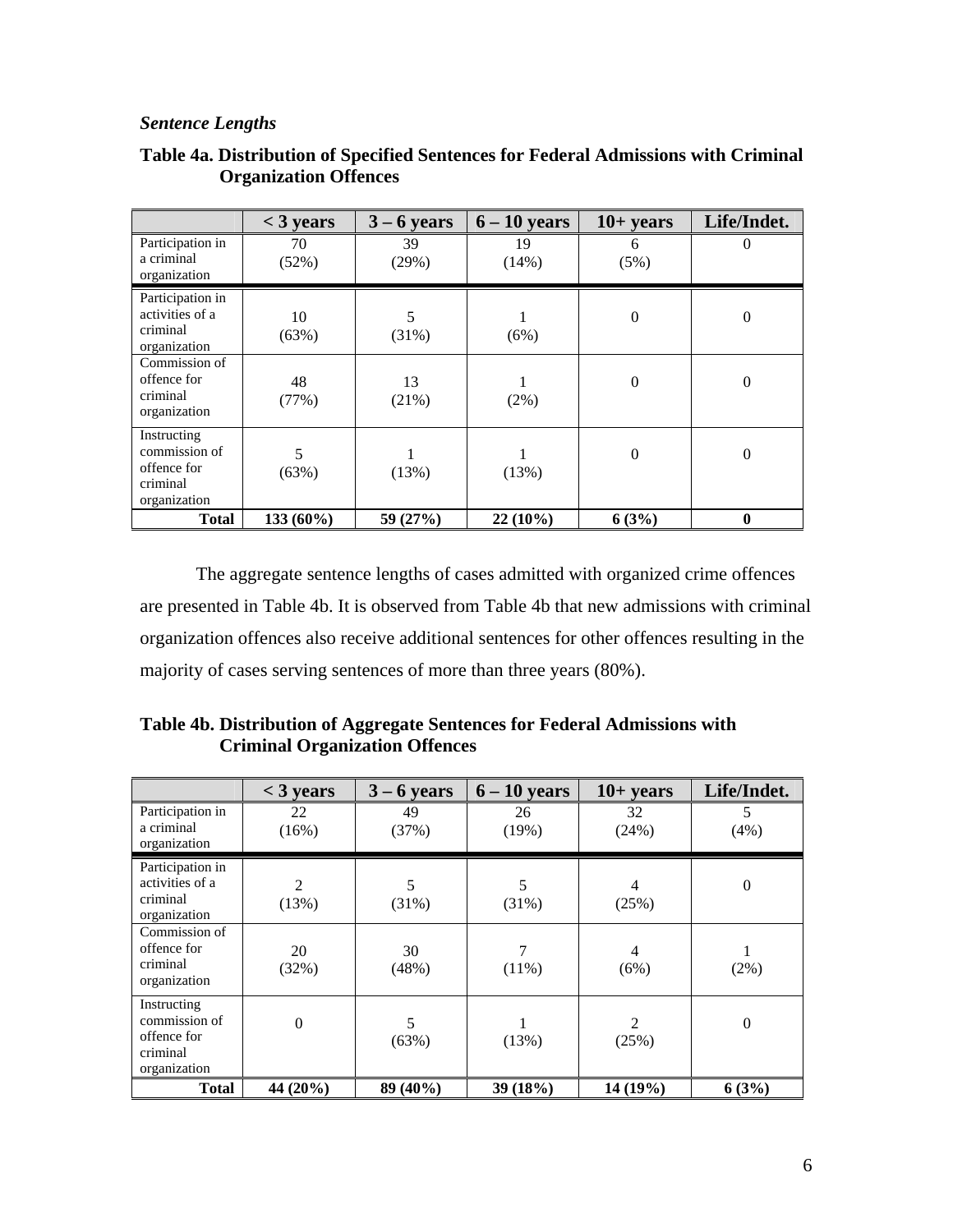*Sentence Lengths*

**Table 4a. Distribution of Specified Sentences for Federal Admissions with Criminal Organization Offences**

| | < 3 years | 3 – 6 years | 6 – 10 years | 10+ years | Life/Indet. |
|---|---|---|---|---|---|
| Participation in a criminal organization | 70 (52%) | 39 (29%) | 19 (14%) | 6 (5%) | 0 |
| Participation in activities of a criminal organization | 10 (63%) | 5 (31%) | 1 (6%) | 0 | 0 |
| Commission of offence for criminal organization | 48 (77%) | 13 (21%) | 1 (2%) | 0 | 0 |
| Instructing commission of offence for criminal organization | 5 (63%) | 1 (13%) | 1 (13%) | 0 | 0 |
| **Total** | **133 (60%)** | **59 (27%)** | **22 (10%)** | **6 (3%)** | **0** |

The aggregate sentence lengths of cases admitted with organized crime offences are presented in Table 4b. It is observed from Table 4b that new admissions with criminal organization offences also receive additional sentences for other offences resulting in the majority of cases serving sentences of more than three years (80%).

**Table 4b. Distribution of Aggregate Sentences for Federal Admissions with Criminal Organization Offences**

| | < 3 years | 3 – 6 years | 6 – 10 years | 10+ years | Life/Indet. |
|---|---|---|---|---|---|
| Participation in a criminal organization | 22 (16%) | 49 (37%) | 26 (19%) | 32 (24%) | 5 (4%) |
| Participation in activities of a criminal organization | 2 (13%) | 5 (31%) | 5 (31%) | 4 (25%) | 0 |
| Commission of offence for criminal organization | 20 (32%) | 30 (48%) | 7 (11%) | 4 (6%) | 1 (2%) |
| Instructing commission of offence for criminal organization | 0 | 5 (63%) | 1 (13%) | 2 (25%) | 0 |
| **Total** | **44 (20%)** | **89 (40%)** | **39 (18%)** | **14 (19%)** | **6 (3%)** |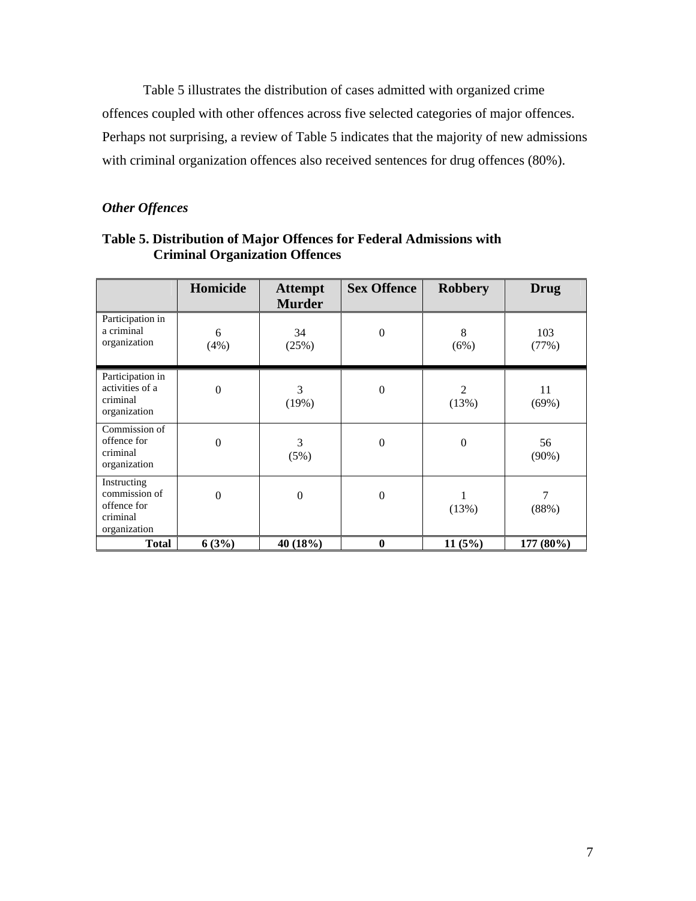Table 5 illustrates the distribution of cases admitted with organized crime offences coupled with other offences across five selected categories of major offences. Perhaps not surprising, a review of Table 5 indicates that the majority of new admissions with criminal organization offences also received sentences for drug offences (80%).

### *Other Offences*

**Table 5. Distribution of Major Offences for Federal Admissions with Criminal Organization Offences**

| | Homicide | Attempt Murder | Sex Offence | Robbery | Drug |
|---|---|---|---|---|---|
| Participation in a criminal organization | 6 (4%) | 34 (25%) | 0 | 8 (6%) | 103 (77%) |
| Participation in activities of a criminal organization | 0 | 3 (19%) | 0 | 2 (13%) | 11 (69%) |
| Commission of offence for criminal organization | 0 | 3 (5%) | 0 | 0 | 56 (90%) |
| Instructing commission of offence for criminal organization | 0 | 0 | 0 | 1 (13%) | 7 (88%) |
| **Total** | **6 (3%)** | **40 (18%)** | **0** | **11 (5%)** | **177 (80%)** |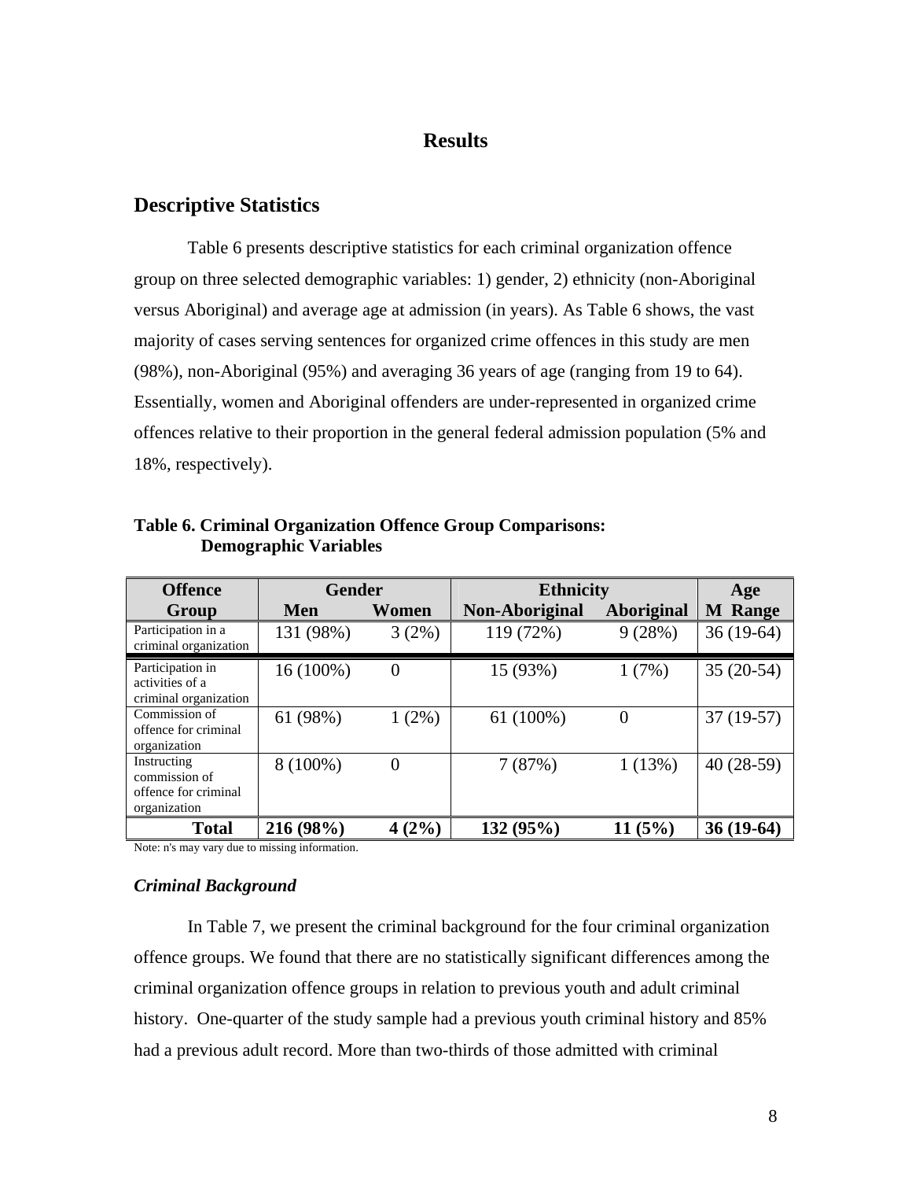# Results

## Descriptive Statistics

Table 6 presents descriptive statistics for each criminal organization offence group on three selected demographic variables: 1) gender, 2) ethnicity (non-Aboriginal versus Aboriginal) and average age at admission (in years). As Table 6 shows, the vast majority of cases serving sentences for organized crime offences in this study are men (98%), non-Aboriginal (95%) and averaging 36 years of age (ranging from 19 to 64). Essentially, women and Aboriginal offenders are under-represented in organized crime offences relative to their proportion in the general federal admission population (5% and 18%, respectively).

**Table 6. Criminal Organization Offence Group Comparisons: Demographic Variables**

| Offence Group | Gender | | Ethnicity | | Age |
|---|---|---|---|---|---|
| | Men | Women | Non-Aboriginal | Aboriginal | M Range |
| Participation in a criminal organization | 131 (98%) | 3 (2%) | 119 (72%) | 9 (28%) | 36 (19-64) |
| Participation in activities of a criminal organization | 16 (100%) | 0 | 15 (93%) | 1 (7%) | 35 (20-54) |
| Commission of offence for criminal organization | 61 (98%) | 1 (2%) | 61 (100%) | 0 | 37 (19-57) |
| Instructing commission of offence for criminal organization | 8 (100%) | 0 | 7 (87%) | 1 (13%) | 40 (28-59) |
| **Total** | **216 (98%)** | **4 (2%)** | **132 (95%)** | **11 (5%)** | **36 (19-64)** |

Note: n's may vary due to missing information.

### *Criminal Background*

In Table 7, we present the criminal background for the four criminal organization offence groups. We found that there are no statistically significant differences among the criminal organization offence groups in relation to previous youth and adult criminal history. One-quarter of the study sample had a previous youth criminal history and 85% had a previous adult record. More than two-thirds of those admitted with criminal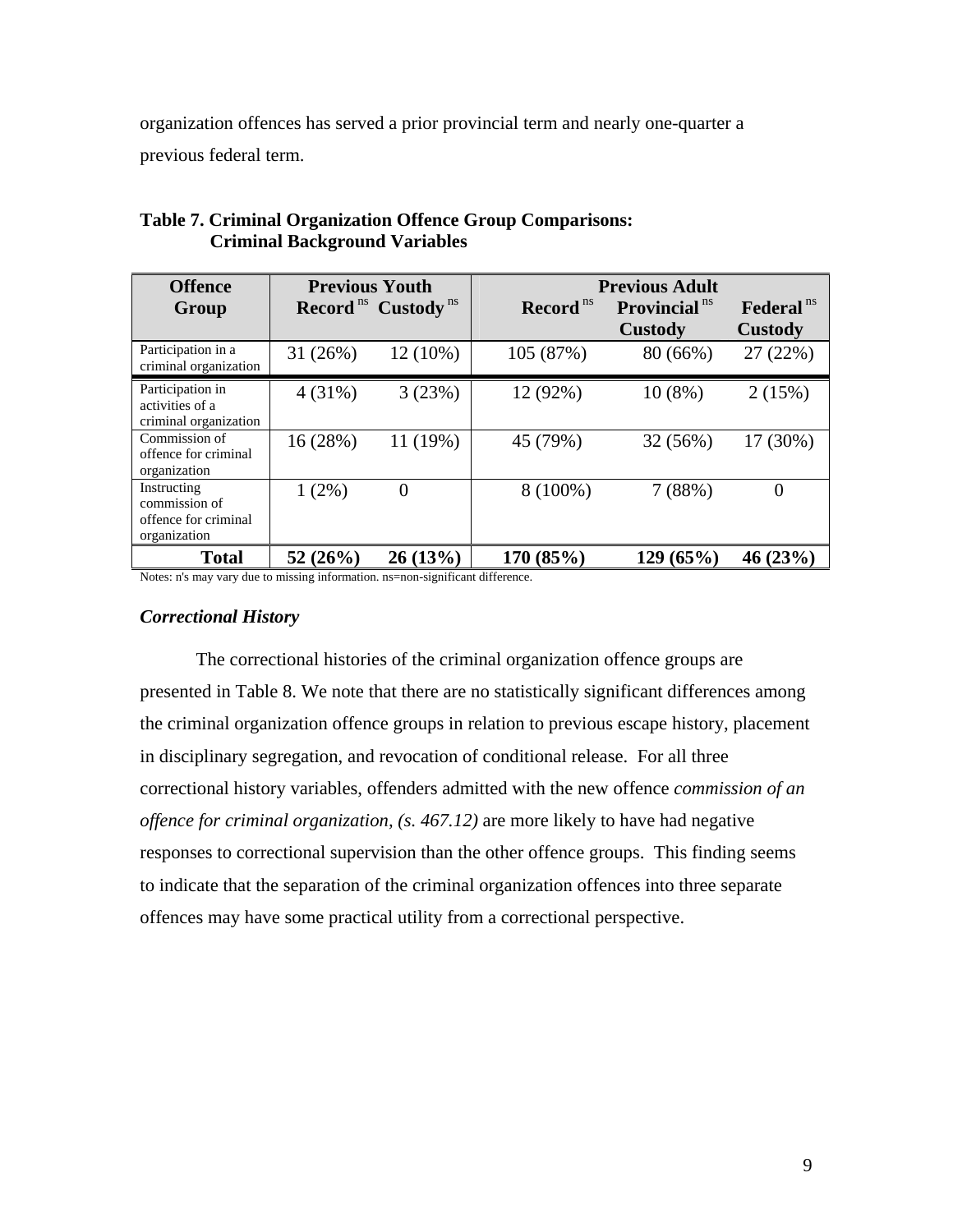organization offences has served a prior provincial term and nearly one-quarter a previous federal term.

**Table 7. Criminal Organization Offence Group Comparisons: Criminal Background Variables**

| Offence Group | Previous Youth | | Previous Adult | | |
|---|---|---|---|---|---|
| | Record [ns] | Custody [ns] | Record [ns] | Provincial [ns] Custody | Federal [ns] Custody |
| Participation in a criminal organization | 31 (26%) | 12 (10%) | 105 (87%) | 80 (66%) | 27 (22%) |
| Participation in activities of a criminal organization | 4 (31%) | 3 (23%) | 12 (92%) | 10 (8%) | 2 (15%) |
| Commission of offence for criminal organization | 16 (28%) | 11 (19%) | 45 (79%) | 32 (56%) | 17 (30%) |
| Instructing commission of offence for criminal organization | 1 (2%) | 0 | 8 (100%) | 7 (88%) | 0 |
| **Total** | **52 (26%)** | **26 (13%)** | **170 (85%)** | **129 (65%)** | **46 (23%)** |

Notes: n's may vary due to missing information. ns=non-significant difference.

### *Correctional History*

The correctional histories of the criminal organization offence groups are presented in Table 8. We note that there are no statistically significant differences among the criminal organization offence groups in relation to previous escape history, placement in disciplinary segregation, and revocation of conditional release. For all three correctional history variables, offenders admitted with the new offence *commission of an offence for criminal organization, (s. 467.12)* are more likely to have had negative responses to correctional supervision than the other offence groups. This finding seems to indicate that the separation of the criminal organization offences into three separate offences may have some practical utility from a correctional perspective.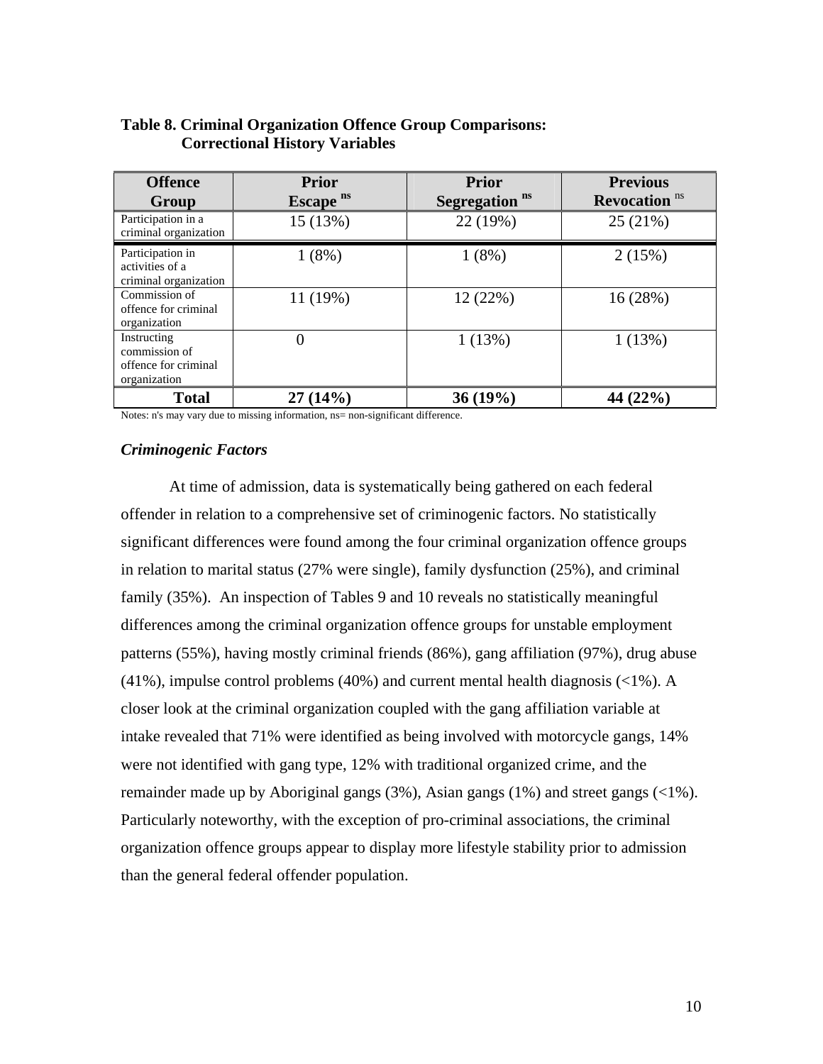**Table 8. Criminal Organization Offence Group Comparisons: Correctional History Variables**

| Offence Group | Prior Escape [ns] | Prior Segregation [ns] | Previous Revocation [ns] |
|---|---|---|---|
| Participation in a criminal organization | 15 (13%) | 22 (19%) | 25 (21%) |
| Participation in activities of a criminal organization | 1 (8%) | 1 (8%) | 2 (15%) |
| Commission of offence for criminal organization | 11 (19%) | 12 (22%) | 16 (28%) |
| Instructing commission of offence for criminal organization | 0 | 1 (13%) | 1 (13%) |
| **Total** | **27 (14%)** | **36 (19%)** | **44 (22%)** |

Notes: n's may vary due to missing information, ns= non-significant difference.

### *Criminogenic Factors*

At time of admission, data is systematically being gathered on each federal offender in relation to a comprehensive set of criminogenic factors. No statistically significant differences were found among the four criminal organization offence groups in relation to marital status (27% were single), family dysfunction (25%), and criminal family (35%). An inspection of Tables 9 and 10 reveals no statistically meaningful differences among the criminal organization offence groups for unstable employment patterns (55%), having mostly criminal friends (86%), gang affiliation (97%), drug abuse (41%), impulse control problems (40%) and current mental health diagnosis (<1%). A closer look at the criminal organization coupled with the gang affiliation variable at intake revealed that 71% were identified as being involved with motorcycle gangs, 14% were not identified with gang type, 12% with traditional organized crime, and the remainder made up by Aboriginal gangs (3%), Asian gangs (1%) and street gangs (<1%). Particularly noteworthy, with the exception of pro-criminal associations, the criminal organization offence groups appear to display more lifestyle stability prior to admission than the general federal offender population.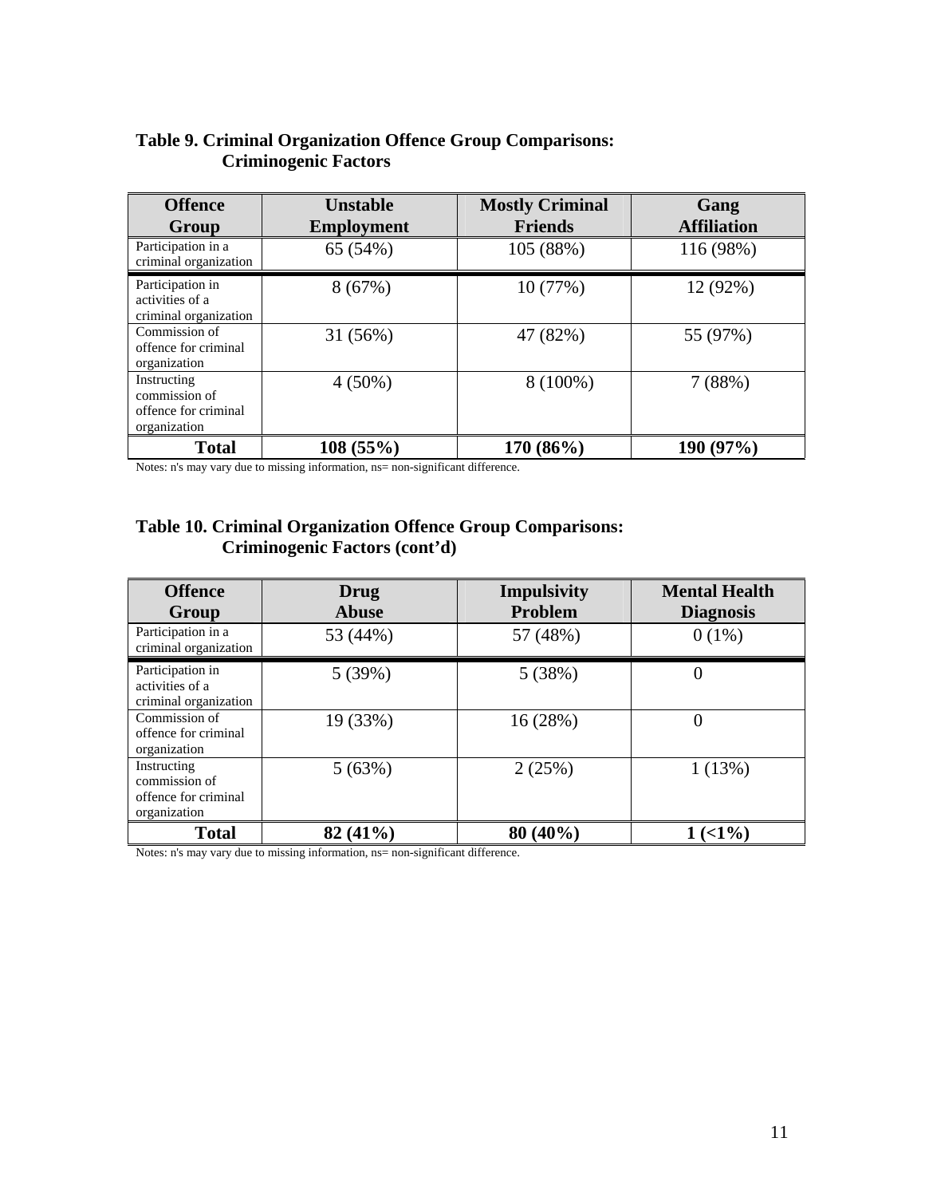**Table 9. Criminal Organization Offence Group Comparisons: Criminogenic Factors**

| Offence Group | Unstable Employment | Mostly Criminal Friends | Gang Affiliation |
|---|---|---|---|
| Participation in a criminal organization | 65 (54%) | 105 (88%) | 116 (98%) |
| Participation in activities of a criminal organization | 8 (67%) | 10 (77%) | 12 (92%) |
| Commission of offence for criminal organization | 31 (56%) | 47 (82%) | 55 (97%) |
| Instructing commission of offence for criminal organization | 4 (50%) | 8 (100%) | 7 (88%) |
| **Total** | **108 (55%)** | **170 (86%)** | **190 (97%)** |

Notes: n's may vary due to missing information, ns= non-significant difference.

**Table 10. Criminal Organization Offence Group Comparisons: Criminogenic Factors (cont'd)**

| Offence Group | Drug Abuse | Impulsivity Problem | Mental Health Diagnosis |
|---|---|---|---|
| Participation in a criminal organization | 53 (44%) | 57 (48%) | 0 (1%) |
| Participation in activities of a criminal organization | 5 (39%) | 5 (38%) | 0 |
| Commission of offence for criminal organization | 19 (33%) | 16 (28%) | 0 |
| Instructing commission of offence for criminal organization | 5 (63%) | 2 (25%) | 1 (13%) |
| **Total** | **82 (41%)** | **80 (40%)** | **1 (<1%)** |

Notes: n's may vary due to missing information, ns= non-significant difference.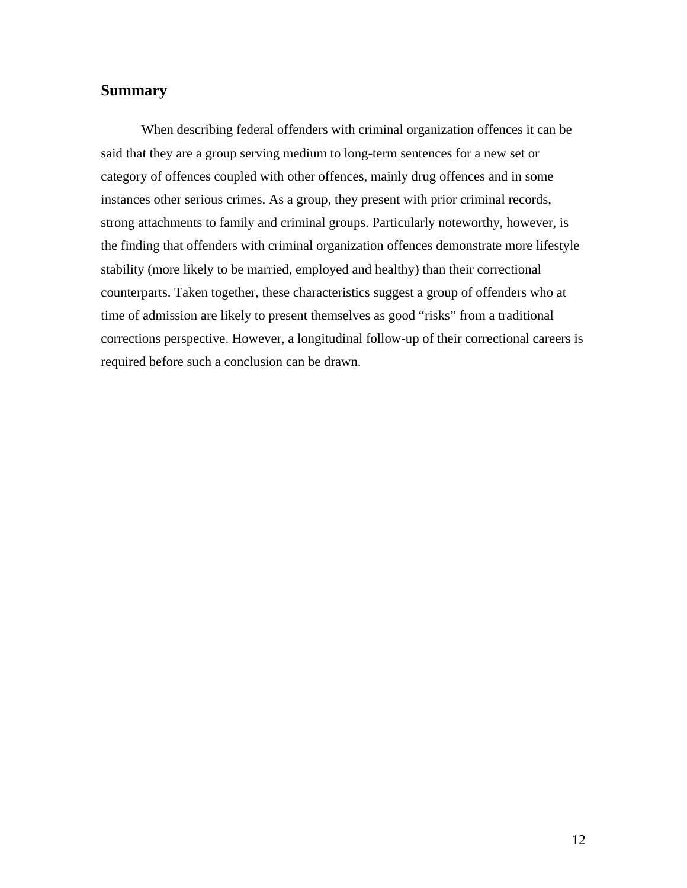## Summary

When describing federal offenders with criminal organization offences it can be said that they are a group serving medium to long-term sentences for a new set or category of offences coupled with other offences, mainly drug offences and in some instances other serious crimes. As a group, they present with prior criminal records, strong attachments to family and criminal groups. Particularly noteworthy, however, is the finding that offenders with criminal organization offences demonstrate more lifestyle stability (more likely to be married, employed and healthy) than their correctional counterparts. Taken together, these characteristics suggest a group of offenders who at time of admission are likely to present themselves as good "risks" from a traditional corrections perspective. However, a longitudinal follow-up of their correctional careers is required before such a conclusion can be drawn.